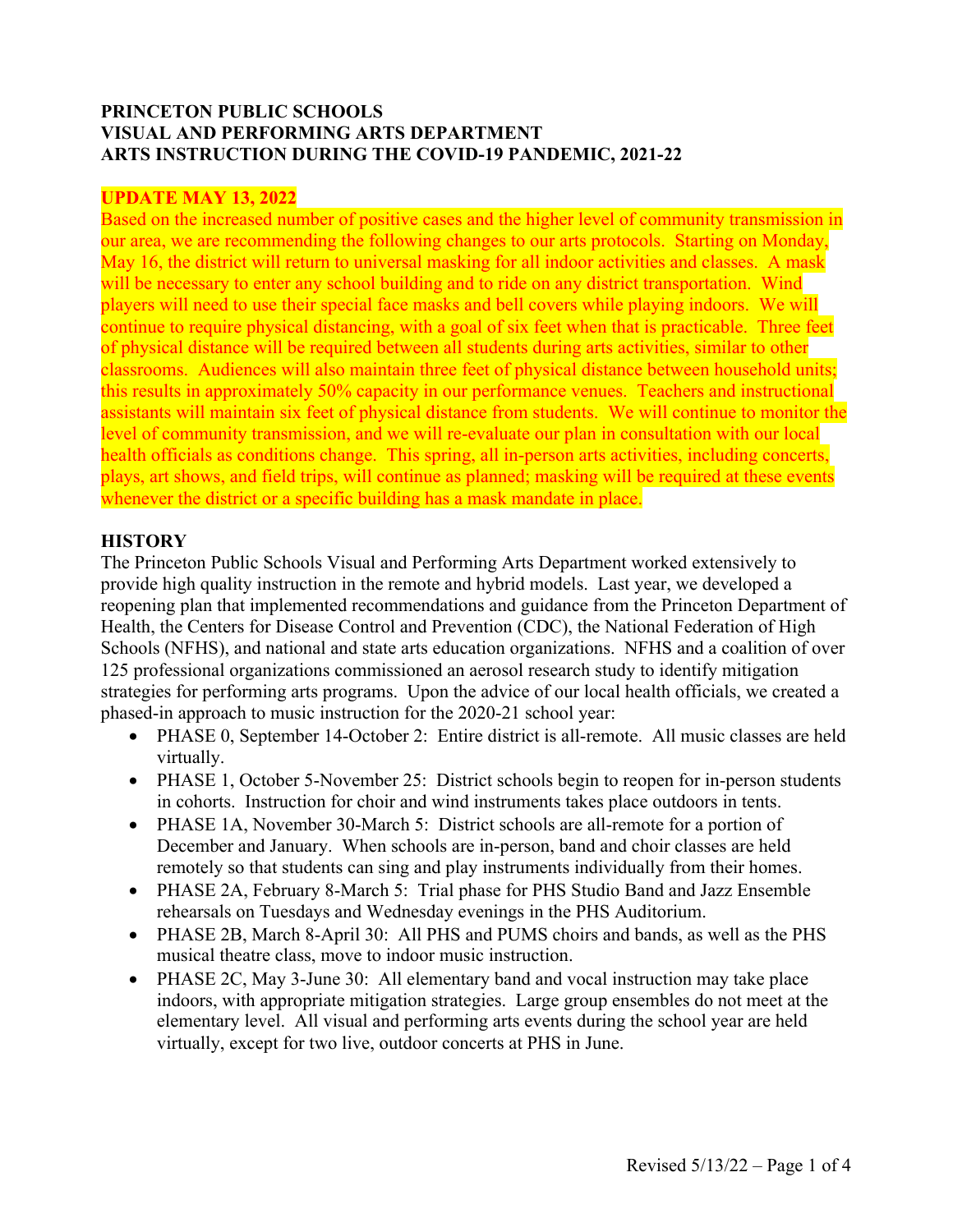**PRINCETON PUBLIC SCHOOLS**
**VISUAL AND PERFORMING ARTS DEPARTMENT**
**ARTS INSTRUCTION DURING THE COVID-19 PANDEMIC, 2021-22**

**UPDATE MAY 13, 2022**

Based on the increased number of positive cases and the higher level of community transmission in our area, we are recommending the following changes to our arts protocols. Starting on Monday, May 16, the district will return to universal masking for all indoor activities and classes. A mask will be necessary to enter any school building and to ride on any district transportation. Wind players will need to use their special face masks and bell covers while playing indoors. We will continue to require physical distancing, with a goal of six feet when that is practicable. Three feet of physical distance will be required between all students during arts activities, similar to other classrooms. Audiences will also maintain three feet of physical distance between household units; this results in approximately 50% capacity in our performance venues. Teachers and instructional assistants will maintain six feet of physical distance from students. We will continue to monitor the level of community transmission, and we will re-evaluate our plan in consultation with our local health officials as conditions change. This spring, all in-person arts activities, including concerts, plays, art shows, and field trips, will continue as planned; masking will be required at these events whenever the district or a specific building has a mask mandate in place.

## HISTORY

The Princeton Public Schools Visual and Performing Arts Department worked extensively to provide high quality instruction in the remote and hybrid models. Last year, we developed a reopening plan that implemented recommendations and guidance from the Princeton Department of Health, the Centers for Disease Control and Prevention (CDC), the National Federation of High Schools (NFHS), and national and state arts education organizations. NFHS and a coalition of over 125 professional organizations commissioned an aerosol research study to identify mitigation strategies for performing arts programs. Upon the advice of our local health officials, we created a phased-in approach to music instruction for the 2020-21 school year:

- PHASE 0, September 14-October 2: Entire district is all-remote. All music classes are held virtually.
- PHASE 1, October 5-November 25: District schools begin to reopen for in-person students in cohorts. Instruction for choir and wind instruments takes place outdoors in tents.
- PHASE 1A, November 30-March 5: District schools are all-remote for a portion of December and January. When schools are in-person, band and choir classes are held remotely so that students can sing and play instruments individually from their homes.
- PHASE 2A, February 8-March 5: Trial phase for PHS Studio Band and Jazz Ensemble rehearsals on Tuesdays and Wednesday evenings in the PHS Auditorium.
- PHASE 2B, March 8-April 30: All PHS and PUMS choirs and bands, as well as the PHS musical theatre class, move to indoor music instruction.
- PHASE 2C, May 3-June 30: All elementary band and vocal instruction may take place indoors, with appropriate mitigation strategies. Large group ensembles do not meet at the elementary level. All visual and performing arts events during the school year are held virtually, except for two live, outdoor concerts at PHS in June.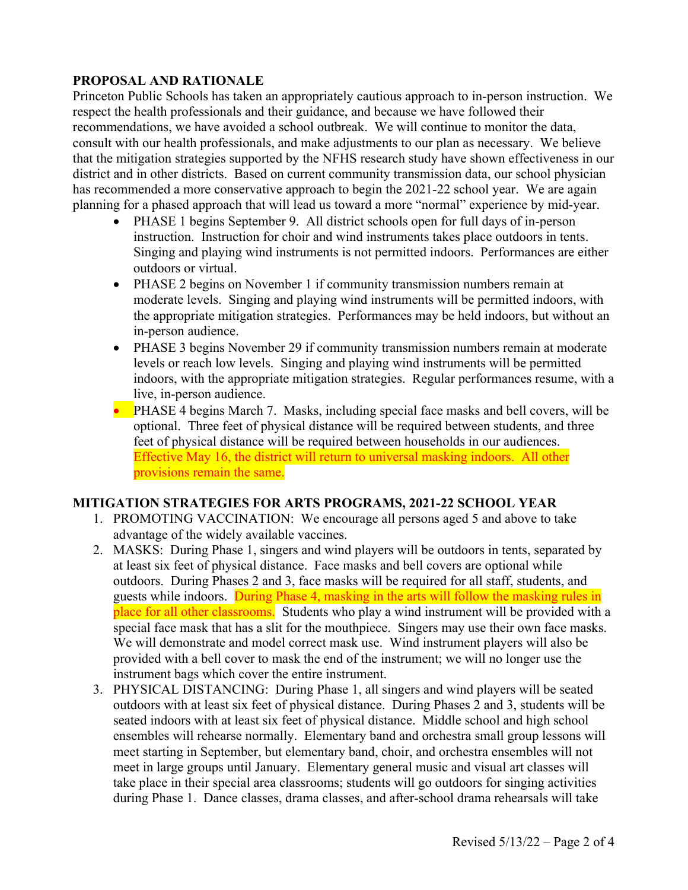**PROPOSAL AND RATIONALE**

Princeton Public Schools has taken an appropriately cautious approach to in-person instruction. We respect the health professionals and their guidance, and because we have followed their recommendations, we have avoided a school outbreak. We will continue to monitor the data, consult with our health professionals, and make adjustments to our plan as necessary. We believe that the mitigation strategies supported by the NFHS research study have shown effectiveness in our district and in other districts. Based on current community transmission data, our school physician has recommended a more conservative approach to begin the 2021-22 school year. We are again planning for a phased approach that will lead us toward a more "normal" experience by mid-year.

- PHASE 1 begins September 9. All district schools open for full days of in-person instruction. Instruction for choir and wind instruments takes place outdoors in tents. Singing and playing wind instruments is not permitted indoors. Performances are either outdoors or virtual.
- PHASE 2 begins on November 1 if community transmission numbers remain at moderate levels. Singing and playing wind instruments will be permitted indoors, with the appropriate mitigation strategies. Performances may be held indoors, but without an in-person audience.
- PHASE 3 begins November 29 if community transmission numbers remain at moderate levels or reach low levels. Singing and playing wind instruments will be permitted indoors, with the appropriate mitigation strategies. Regular performances resume, with a live, in-person audience.
- PHASE 4 begins March 7. Masks, including special face masks and bell covers, will be optional. Three feet of physical distance will be required between students, and three feet of physical distance will be required between households in our audiences. Effective May 16, the district will return to universal masking indoors. All other provisions remain the same.

**MITIGATION STRATEGIES FOR ARTS PROGRAMS, 2021-22 SCHOOL YEAR**

1. PROMOTING VACCINATION: We encourage all persons aged 5 and above to take advantage of the widely available vaccines.
2. MASKS: During Phase 1, singers and wind players will be outdoors in tents, separated by at least six feet of physical distance. Face masks and bell covers are optional while outdoors. During Phases 2 and 3, face masks will be required for all staff, students, and guests while indoors. During Phase 4, masking in the arts will follow the masking rules in place for all other classrooms. Students who play a wind instrument will be provided with a special face mask that has a slit for the mouthpiece. Singers may use their own face masks. We will demonstrate and model correct mask use. Wind instrument players will also be provided with a bell cover to mask the end of the instrument; we will no longer use the instrument bags which cover the entire instrument.
3. PHYSICAL DISTANCING: During Phase 1, all singers and wind players will be seated outdoors with at least six feet of physical distance. During Phases 2 and 3, students will be seated indoors with at least six feet of physical distance. Middle school and high school ensembles will rehearse normally. Elementary band and orchestra small group lessons will meet starting in September, but elementary band, choir, and orchestra ensembles will not meet in large groups until January. Elementary general music and visual art classes will take place in their special area classrooms; students will go outdoors for singing activities during Phase 1. Dance classes, drama classes, and after-school drama rehearsals will take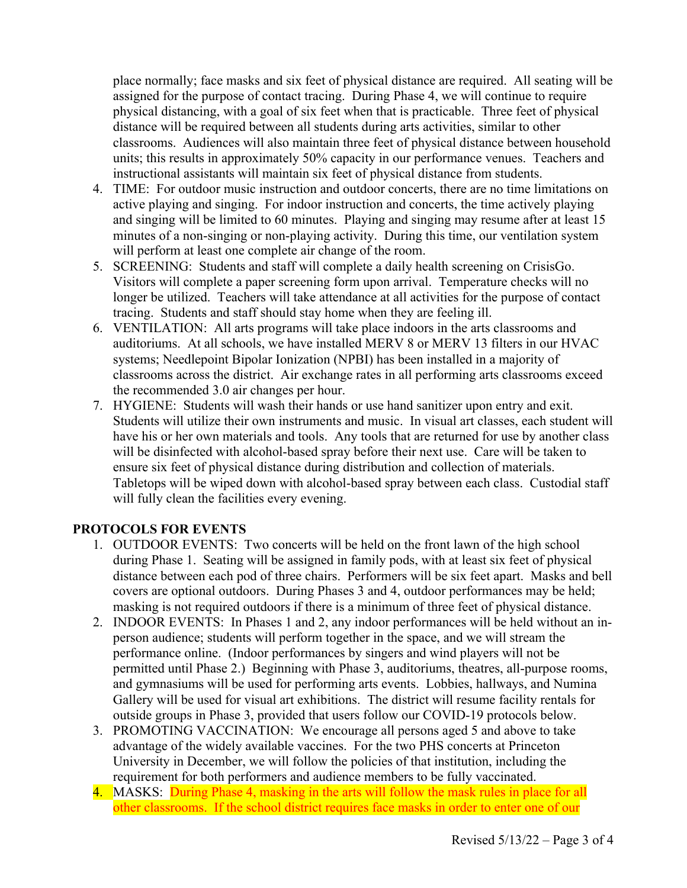place normally; face masks and six feet of physical distance are required. All seating will be assigned for the purpose of contact tracing. During Phase 4, we will continue to require physical distancing, with a goal of six feet when that is practicable. Three feet of physical distance will be required between all students during arts activities, similar to other classrooms. Audiences will also maintain three feet of physical distance between household units; this results in approximately 50% capacity in our performance venues. Teachers and instructional assistants will maintain six feet of physical distance from students.

4. TIME: For outdoor music instruction and outdoor concerts, there are no time limitations on active playing and singing. For indoor instruction and concerts, the time actively playing and singing will be limited to 60 minutes. Playing and singing may resume after at least 15 minutes of a non-singing or non-playing activity. During this time, our ventilation system will perform at least one complete air change of the room.
5. SCREENING: Students and staff will complete a daily health screening on CrisisGo. Visitors will complete a paper screening form upon arrival. Temperature checks will no longer be utilized. Teachers will take attendance at all activities for the purpose of contact tracing. Students and staff should stay home when they are feeling ill.
6. VENTILATION: All arts programs will take place indoors in the arts classrooms and auditoriums. At all schools, we have installed MERV 8 or MERV 13 filters in our HVAC systems; Needlepoint Bipolar Ionization (NPBI) has been installed in a majority of classrooms across the district. Air exchange rates in all performing arts classrooms exceed the recommended 3.0 air changes per hour.
7. HYGIENE: Students will wash their hands or use hand sanitizer upon entry and exit. Students will utilize their own instruments and music. In visual art classes, each student will have his or her own materials and tools. Any tools that are returned for use by another class will be disinfected with alcohol-based spray before their next use. Care will be taken to ensure six feet of physical distance during distribution and collection of materials. Tabletops will be wiped down with alcohol-based spray between each class. Custodial staff will fully clean the facilities every evening.

## PROTOCOLS FOR EVENTS

1. OUTDOOR EVENTS: Two concerts will be held on the front lawn of the high school during Phase 1. Seating will be assigned in family pods, with at least six feet of physical distance between each pod of three chairs. Performers will be six feet apart. Masks and bell covers are optional outdoors. During Phases 3 and 4, outdoor performances may be held; masking is not required outdoors if there is a minimum of three feet of physical distance.
2. INDOOR EVENTS: In Phases 1 and 2, any indoor performances will be held without an in-person audience; students will perform together in the space, and we will stream the performance online. (Indoor performances by singers and wind players will not be permitted until Phase 2.) Beginning with Phase 3, auditoriums, theatres, all-purpose rooms, and gymnasiums will be used for performing arts events. Lobbies, hallways, and Numina Gallery will be used for visual art exhibitions. The district will resume facility rentals for outside groups in Phase 3, provided that users follow our COVID-19 protocols below.
3. PROMOTING VACCINATION: We encourage all persons aged 5 and above to take advantage of the widely available vaccines. For the two PHS concerts at Princeton University in December, we will follow the policies of that institution, including the requirement for both performers and audience members to be fully vaccinated.
4. MASKS: During Phase 4, masking in the arts will follow the mask rules in place for all other classrooms. If the school district requires face masks in order to enter one of our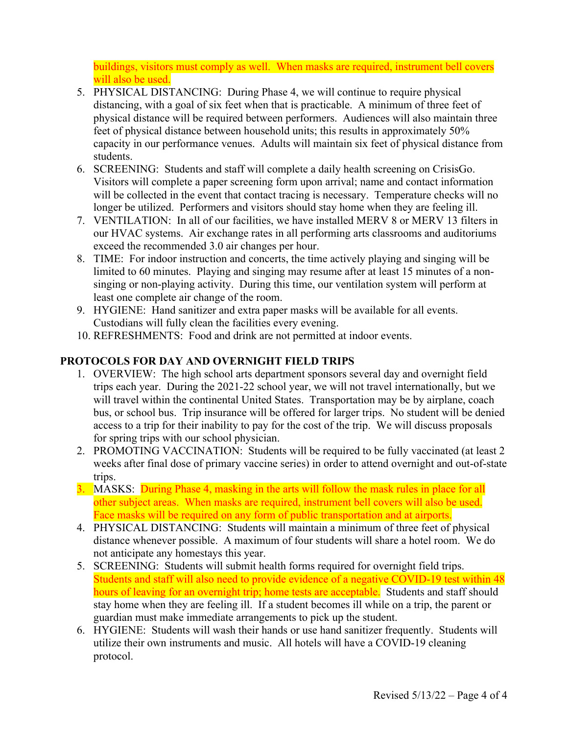buildings, visitors must comply as well. When masks are required, instrument bell covers will also be used.

5. PHYSICAL DISTANCING: During Phase 4, we will continue to require physical distancing, with a goal of six feet when that is practicable. A minimum of three feet of physical distance will be required between performers. Audiences will also maintain three feet of physical distance between household units; this results in approximately 50% capacity in our performance venues. Adults will maintain six feet of physical distance from students.
6. SCREENING: Students and staff will complete a daily health screening on CrisisGo. Visitors will complete a paper screening form upon arrival; name and contact information will be collected in the event that contact tracing is necessary. Temperature checks will no longer be utilized. Performers and visitors should stay home when they are feeling ill.
7. VENTILATION: In all of our facilities, we have installed MERV 8 or MERV 13 filters in our HVAC systems. Air exchange rates in all performing arts classrooms and auditoriums exceed the recommended 3.0 air changes per hour.
8. TIME: For indoor instruction and concerts, the time actively playing and singing will be limited to 60 minutes. Playing and singing may resume after at least 15 minutes of a non-singing or non-playing activity. During this time, our ventilation system will perform at least one complete air change of the room.
9. HYGIENE: Hand sanitizer and extra paper masks will be available for all events. Custodians will fully clean the facilities every evening.
10. REFRESHMENTS: Food and drink are not permitted at indoor events.

## PROTOCOLS FOR DAY AND OVERNIGHT FIELD TRIPS

1. OVERVIEW: The high school arts department sponsors several day and overnight field trips each year. During the 2021-22 school year, we will not travel internationally, but we will travel within the continental United States. Transportation may be by airplane, coach bus, or school bus. Trip insurance will be offered for larger trips. No student will be denied access to a trip for their inability to pay for the cost of the trip. We will discuss proposals for spring trips with our school physician.
2. PROMOTING VACCINATION: Students will be required to be fully vaccinated (at least 2 weeks after final dose of primary vaccine series) in order to attend overnight and out-of-state trips.
3. MASKS: During Phase 4, masking in the arts will follow the mask rules in place for all other subject areas. When masks are required, instrument bell covers will also be used. Face masks will be required on any form of public transportation and at airports.
4. PHYSICAL DISTANCING: Students will maintain a minimum of three feet of physical distance whenever possible. A maximum of four students will share a hotel room. We do not anticipate any homestays this year.
5. SCREENING: Students will submit health forms required for overnight field trips. Students and staff will also need to provide evidence of a negative COVID-19 test within 48 hours of leaving for an overnight trip; home tests are acceptable. Students and staff should stay home when they are feeling ill. If a student becomes ill while on a trip, the parent or guardian must make immediate arrangements to pick up the student.
6. HYGIENE: Students will wash their hands or use hand sanitizer frequently. Students will utilize their own instruments and music. All hotels will have a COVID-19 cleaning protocol.

Revised 5/13/22